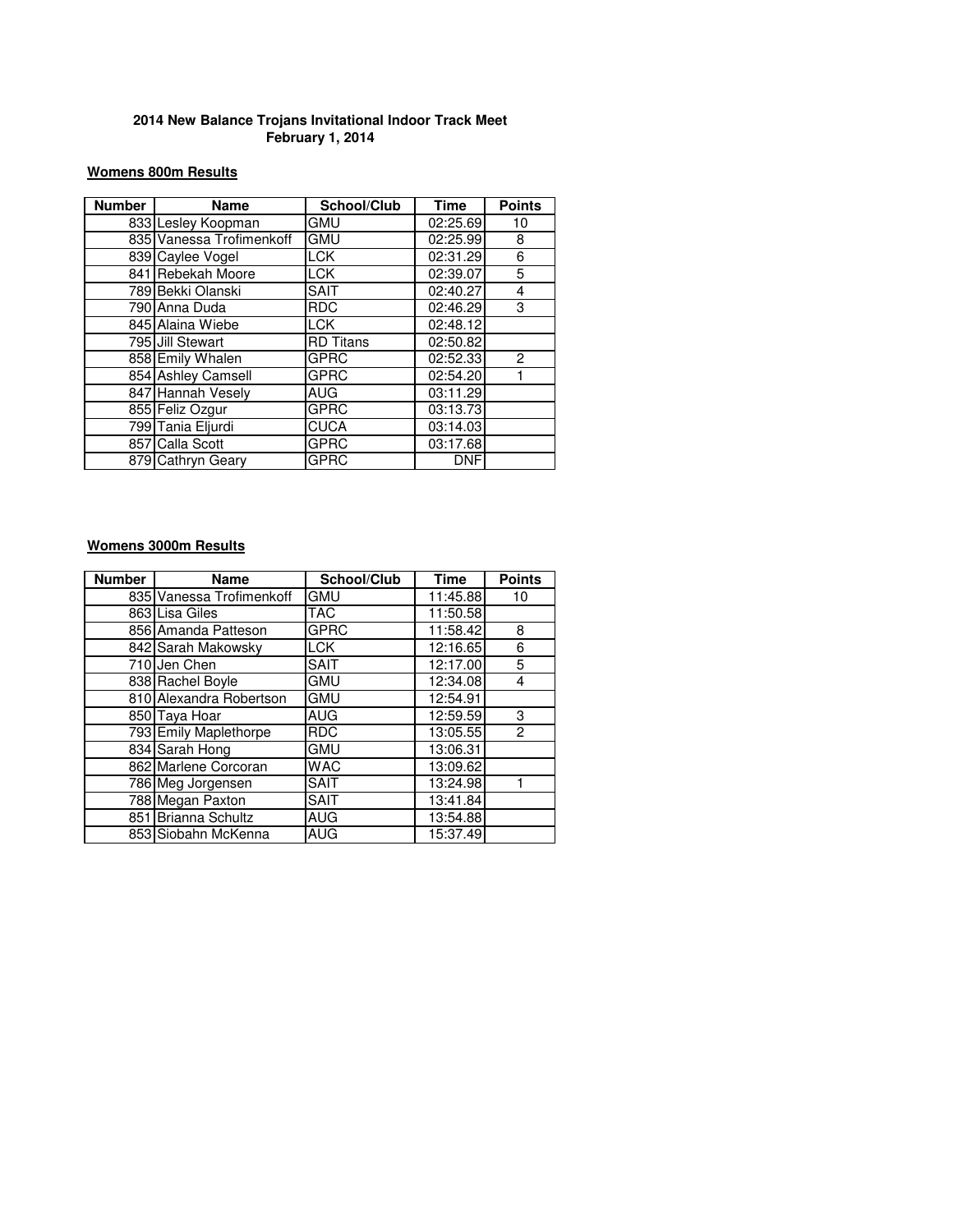**2014 New Balance Trojans Invitational Indoor Track Meet**
**February 1, 2014**

**Womens 800m Results**

| Number | Name | School/Club | Time | Points |
|---|---|---|---|---|
| 833 | Lesley Koopman | GMU | 02:25.69 | 10 |
| 835 | Vanessa Trofimenkoff | GMU | 02:25.99 | 8 |
| 839 | Caylee Vogel | LCK | 02:31.29 | 6 |
| 841 | Rebekah Moore | LCK | 02:39.07 | 5 |
| 789 | Bekki Olanski | SAIT | 02:40.27 | 4 |
| 790 | Anna Duda | RDC | 02:46.29 | 3 |
| 845 | Alaina Wiebe | LCK | 02:48.12 | |
| 795 | Jill Stewart | RD Titans | 02:50.82 | |
| 858 | Emily Whalen | GPRC | 02:52.33 | 2 |
| 854 | Ashley Camsell | GPRC | 02:54.20 | 1 |
| 847 | Hannah Vesely | AUG | 03:11.29 | |
| 855 | Feliz Ozgur | GPRC | 03:13.73 | |
| 799 | Tania Eljurdi | CUCA | 03:14.03 | |
| 857 | Calla Scott | GPRC | 03:17.68 | |
| 879 | Cathryn Geary | GPRC | DNF | |

**Womens 3000m Results**

| Number | Name | School/Club | Time | Points |
|---|---|---|---|---|
| 835 | Vanessa Trofimenkoff | GMU | 11:45.88 | 10 |
| 863 | Lisa Giles | TAC | 11:50.58 | |
| 856 | Amanda Patteson | GPRC | 11:58.42 | 8 |
| 842 | Sarah Makowsky | LCK | 12:16.65 | 6 |
| 710 | Jen Chen | SAIT | 12:17.00 | 5 |
| 838 | Rachel Boyle | GMU | 12:34.08 | 4 |
| 810 | Alexandra Robertson | GMU | 12:54.91 | |
| 850 | Taya Hoar | AUG | 12:59.59 | 3 |
| 793 | Emily Maplethorpe | RDC | 13:05.55 | 2 |
| 834 | Sarah Hong | GMU | 13:06.31 | |
| 862 | Marlene Corcoran | WAC | 13:09.62 | |
| 786 | Meg Jorgensen | SAIT | 13:24.98 | 1 |
| 788 | Megan Paxton | SAIT | 13:41.84 | |
| 851 | Brianna Schultz | AUG | 13:54.88 | |
| 853 | Siobahn McKenna | AUG | 15:37.49 | |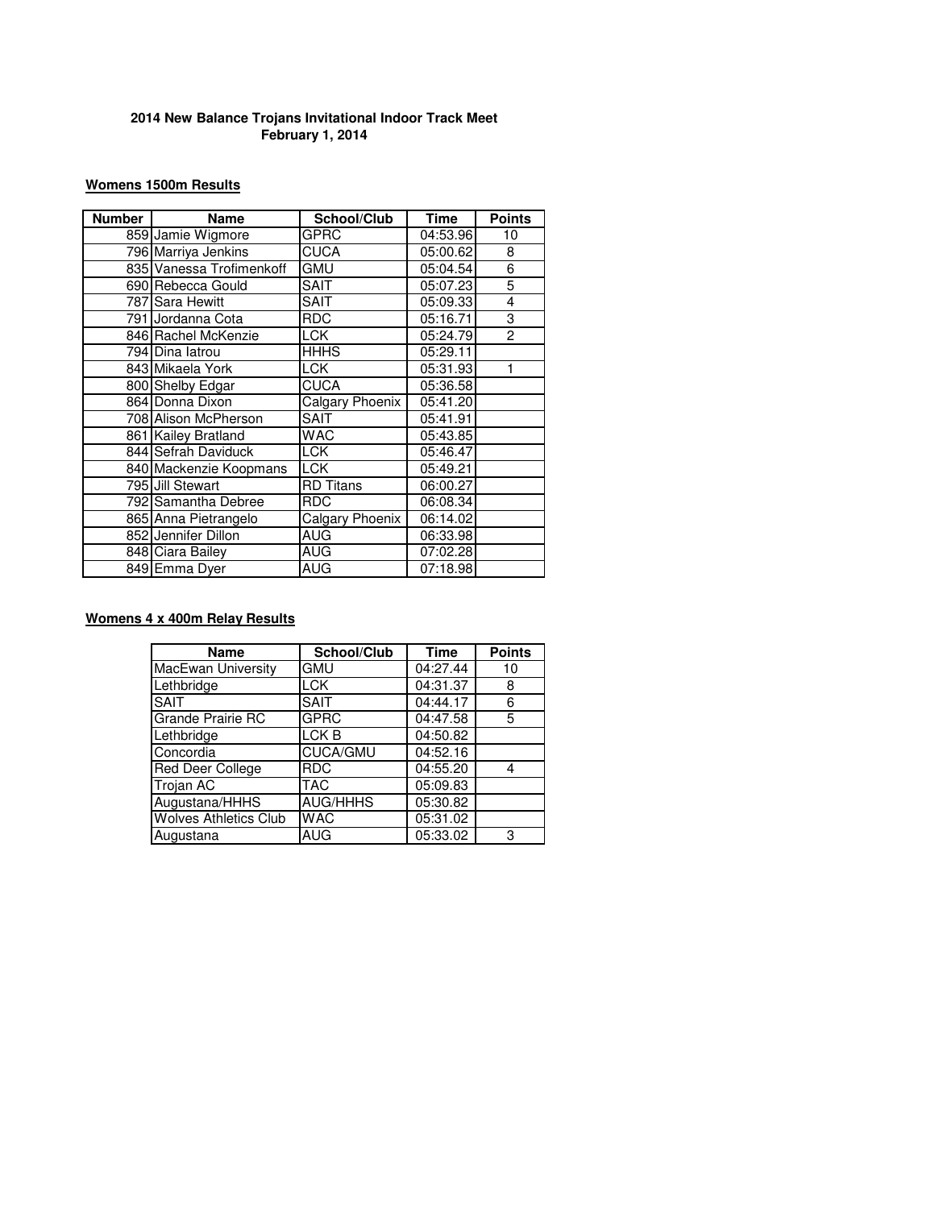**2014 New Balance Trojans Invitational Indoor Track Meet**
**February 1, 2014**

**Womens 1500m Results**

| Number | Name | School/Club | Time | Points |
|---|---|---|---|---|
| 859 | Jamie Wigmore | GPRC | 04:53.96 | 10 |
| 796 | Marriya Jenkins | CUCA | 05:00.62 | 8 |
| 835 | Vanessa Trofimenkoff | GMU | 05:04.54 | 6 |
| 690 | Rebecca Gould | SAIT | 05:07.23 | 5 |
| 787 | Sara Hewitt | SAIT | 05:09.33 | 4 |
| 791 | Jordanna Cota | RDC | 05:16.71 | 3 |
| 846 | Rachel McKenzie | LCK | 05:24.79 | 2 |
| 794 | Dina Iatrou | HHHS | 05:29.11 | |
| 843 | Mikaela York | LCK | 05:31.93 | 1 |
| 800 | Shelby Edgar | CUCA | 05:36.58 | |
| 864 | Donna Dixon | Calgary Phoenix | 05:41.20 | |
| 708 | Alison McPherson | SAIT | 05:41.91 | |
| 861 | Kailey Bratland | WAC | 05:43.85 | |
| 844 | Sefrah Daviduck | LCK | 05:46.47 | |
| 840 | Mackenzie Koopmans | LCK | 05:49.21 | |
| 795 | Jill Stewart | RD Titans | 06:00.27 | |
| 792 | Samantha Debree | RDC | 06:08.34 | |
| 865 | Anna Pietrangelo | Calgary Phoenix | 06:14.02 | |
| 852 | Jennifer Dillon | AUG | 06:33.98 | |
| 848 | Ciara Bailey | AUG | 07:02.28 | |
| 849 | Emma Dyer | AUG | 07:18.98 | |

**Womens 4 x 400m Relay Results**

| Name | School/Club | Time | Points |
|---|---|---|---|
| MacEwan University | GMU | 04:27.44 | 10 |
| Lethbridge | LCK | 04:31.37 | 8 |
| SAIT | SAIT | 04:44.17 | 6 |
| Grande Prairie RC | GPRC | 04:47.58 | 5 |
| Lethbridge | LCK B | 04:50.82 | |
| Concordia | CUCA/GMU | 04:52.16 | |
| Red Deer College | RDC | 04:55.20 | 4 |
| Trojan AC | TAC | 05:09.83 | |
| Augustana/HHHS | AUG/HHHS | 05:30.82 | |
| Wolves Athletics Club | WAC | 05:31.02 | |
| Augustana | AUG | 05:33.02 | 3 |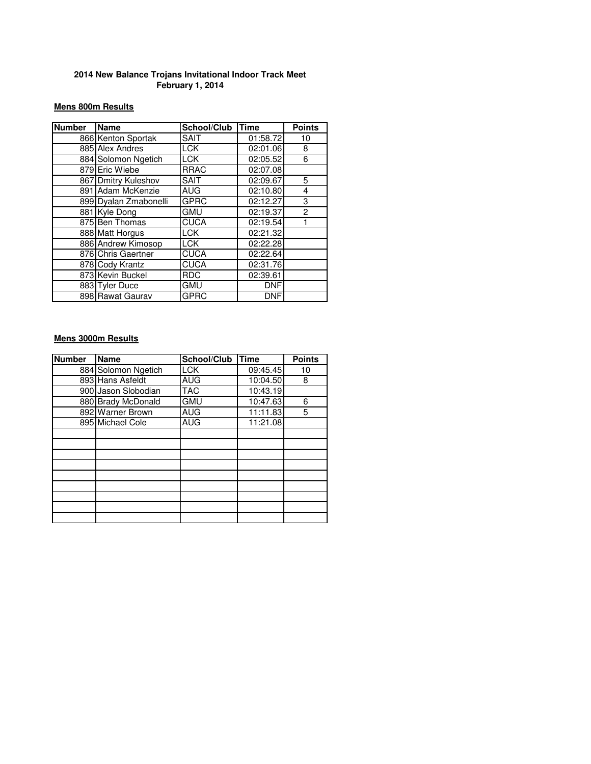**2014 New Balance Trojans Invitational Indoor Track Meet**
**February 1, 2014**

**Mens 800m Results**

| Number | Name | School/Club | Time | Points |
|---|---|---|---|---|
| 866 | Kenton Sportak | SAIT | 01:58.72 | 10 |
| 885 | Alex Andres | LCK | 02:01.06 | 8 |
| 884 | Solomon Ngetich | LCK | 02:05.52 | 6 |
| 879 | Eric Wiebe | RRAC | 02:07.08 | |
| 867 | Dmitry Kuleshov | SAIT | 02:09.67 | 5 |
| 891 | Adam McKenzie | AUG | 02:10.80 | 4 |
| 899 | Dyalan Zmabonelli | GPRC | 02:12.27 | 3 |
| 881 | Kyle Dong | GMU | 02:19.37 | 2 |
| 875 | Ben Thomas | CUCA | 02:19.54 | 1 |
| 888 | Matt Horgus | LCK | 02:21.32 | |
| 886 | Andrew Kimosop | LCK | 02:22.28 | |
| 876 | Chris Gaertner | CUCA | 02:22.64 | |
| 878 | Cody Krantz | CUCA | 02:31.76 | |
| 873 | Kevin Buckel | RDC | 02:39.61 | |
| 883 | Tyler Duce | GMU | DNF | |
| 898 | Rawat Gaurav | GPRC | DNF | |

**Mens 3000m Results**

| Number | Name | School/Club | Time | Points |
|---|---|---|---|---|
| 884 | Solomon Ngetich | LCK | 09:45.45 | 10 |
| 893 | Hans Asfeldt | AUG | 10:04.50 | 8 |
| 900 | Jason Slobodian | TAC | 10:43.19 | |
| 880 | Brady McDonald | GMU | 10:47.63 | 6 |
| 892 | Warner Brown | AUG | 11:11.83 | 5 |
| 895 | Michael Cole | AUG | 11:21.08 | |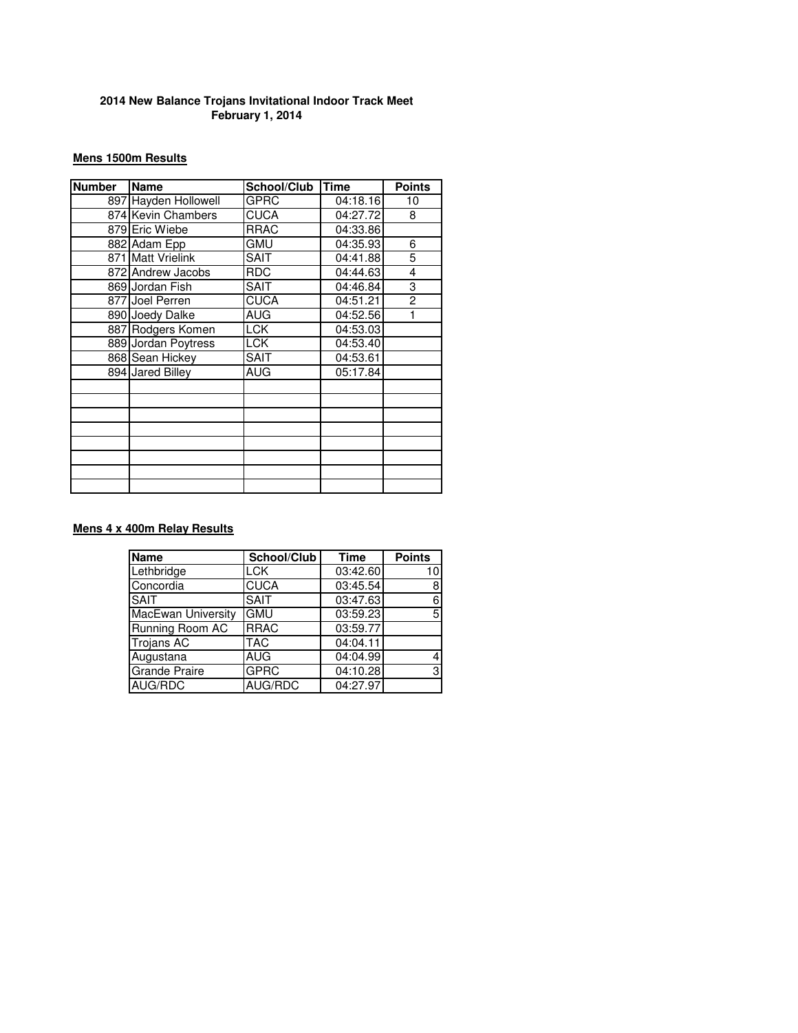**2014 New Balance Trojans Invitational Indoor Track Meet**
**February 1, 2014**

**Mens 1500m Results**

| Number | Name | School/Club | Time | Points |
|---|---|---|---|---|
| 897 | Hayden Hollowell | GPRC | 04:18.16 | 10 |
| 874 | Kevin Chambers | CUCA | 04:27.72 | 8 |
| 879 | Eric Wiebe | RRAC | 04:33.86 | |
| 882 | Adam Epp | GMU | 04:35.93 | 6 |
| 871 | Matt Vrielink | SAIT | 04:41.88 | 5 |
| 872 | Andrew Jacobs | RDC | 04:44.63 | 4 |
| 869 | Jordan Fish | SAIT | 04:46.84 | 3 |
| 877 | Joel Perren | CUCA | 04:51.21 | 2 |
| 890 | Joedy Dalke | AUG | 04:52.56 | 1 |
| 887 | Rodgers Komen | LCK | 04:53.03 | |
| 889 | Jordan Poytress | LCK | 04:53.40 | |
| 868 | Sean Hickey | SAIT | 04:53.61 | |
| 894 | Jared Billey | AUG | 05:17.84 | |

**Mens 4 x 400m Relay Results**

| Name | School/Club | Time | Points |
|---|---|---|---|
| Lethbridge | LCK | 03:42.60 | 10 |
| Concordia | CUCA | 03:45.54 | 8 |
| SAIT | SAIT | 03:47.63 | 6 |
| MacEwan University | GMU | 03:59.23 | 5 |
| Running Room AC | RRAC | 03:59.77 | |
| Trojans AC | TAC | 04:04.11 | |
| Augustana | AUG | 04:04.99 | 4 |
| Grande Praire | GPRC | 04:10.28 | 3 |
| AUG/RDC | AUG/RDC | 04:27.97 | |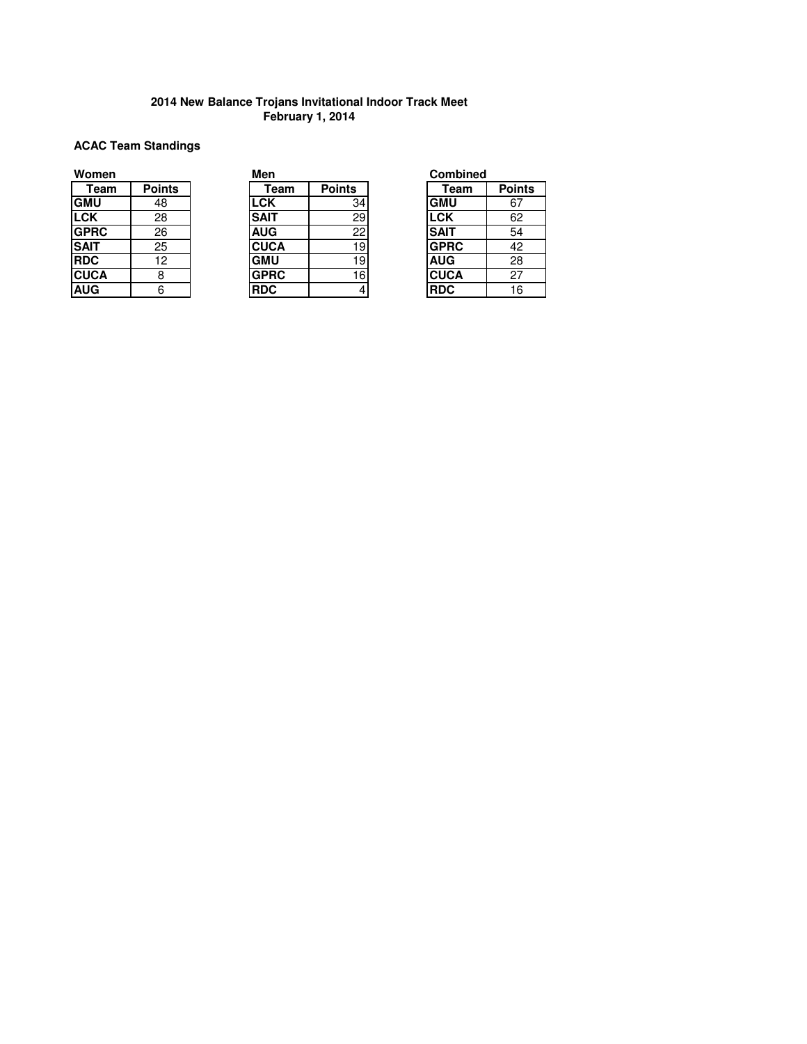**2014 New Balance Trojans Invitational Indoor Track Meet**
**February 1, 2014**

### ACAC Team Standings

**Women**

| Team | Points |
|---|---|
| GMU | 48 |
| LCK | 28 |
| GPRC | 26 |
| SAIT | 25 |
| RDC | 12 |
| CUCA | 8 |
| AUG | 6 |

**Men**

| Team | Points |
|---|---|
| LCK | 34 |
| SAIT | 29 |
| AUG | 22 |
| CUCA | 19 |
| GMU | 19 |
| GPRC | 16 |
| RDC | 4 |

**Combined**

| Team | Points |
|---|---|
| GMU | 67 |
| LCK | 62 |
| SAIT | 54 |
| GPRC | 42 |
| AUG | 28 |
| CUCA | 27 |
| RDC | 16 |